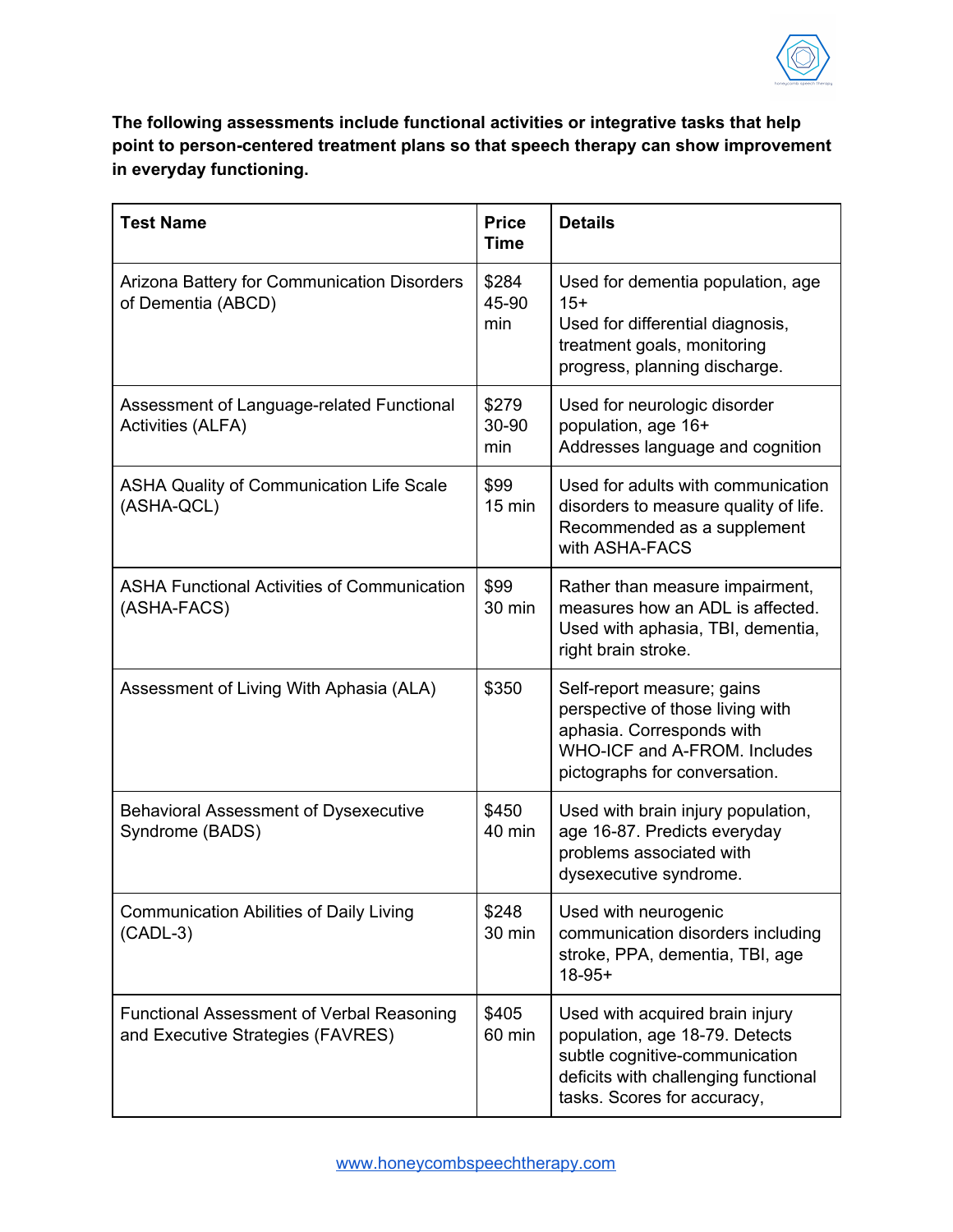**The following assessments include functional activities or integrative tasks that help point to person-centered treatment plans so that speech therapy can show improvement in everyday functioning.**

| Test Name | Price Time | Details |
|---|---|---|
| Arizona Battery for Communication Disorders of Dementia (ABCD) | $284 45-90 min | Used for dementia population, age 15+ Used for differential diagnosis, treatment goals, monitoring progress, planning discharge. |
| Assessment of Language-related Functional Activities (ALFA) | $279 30-90 min | Used for neurologic disorder population, age 16+ Addresses language and cognition |
| ASHA Quality of Communication Life Scale (ASHA-QCL) | $99 15 min | Used for adults with communication disorders to measure quality of life. Recommended as a supplement with ASHA-FACS |
| ASHA Functional Activities of Communication (ASHA-FACS) | $99 30 min | Rather than measure impairment, measures how an ADL is affected. Used with aphasia, TBI, dementia, right brain stroke. |
| Assessment of Living With Aphasia (ALA) | $350 | Self-report measure; gains perspective of those living with aphasia. Corresponds with WHO-ICF and A-FROM. Includes pictographs for conversation. |
| Behavioral Assessment of Dysexecutive Syndrome (BADS) | $450 40 min | Used with brain injury population, age 16-87. Predicts everyday problems associated with dysexecutive syndrome. |
| Communication Abilities of Daily Living (CADL-3) | $248 30 min | Used with neurogenic communication disorders including stroke, PPA, dementia, TBI, age 18-95+ |
| Functional Assessment of Verbal Reasoning and Executive Strategies (FAVRES) | $405 60 min | Used with acquired brain injury population, age 18-79. Detects subtle cognitive-communication deficits with challenging functional tasks. Scores for accuracy, |

www.honeycombspeechtherapy.com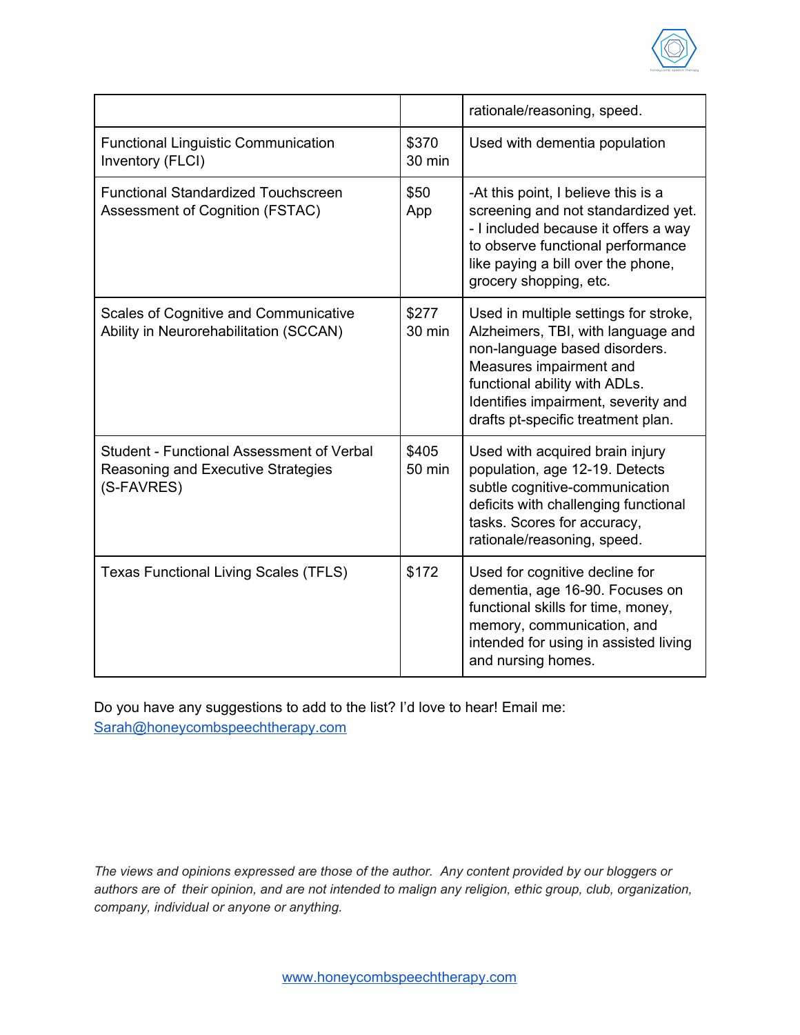| | | |
|---|---|---|
| | | rationale/reasoning, speed. |
| Functional Linguistic Communication Inventory (FLCI) | $370<br>30 min | Used with dementia population |
| Functional Standardized Touchscreen Assessment of Cognition (FSTAC) | $50<br>App | -At this point, I believe this is a screening and not standardized yet.<br>- I included because it offers a way to observe functional performance like paying a bill over the phone, grocery shopping, etc. |
| Scales of Cognitive and Communicative Ability in Neurorehabilitation (SCCAN) | $277<br>30 min | Used in multiple settings for stroke, Alzheimers, TBI, with language and non-language based disorders. Measures impairment and functional ability with ADLs. Identifies impairment, severity and drafts pt-specific treatment plan. |
| Student - Functional Assessment of Verbal Reasoning and Executive Strategies (S-FAVRES) | $405<br>50 min | Used with acquired brain injury population, age 12-19. Detects subtle cognitive-communication deficits with challenging functional tasks. Scores for accuracy, rationale/reasoning, speed. |
| Texas Functional Living Scales (TFLS) | $172 | Used for cognitive decline for dementia, age 16-90. Focuses on functional skills for time, money, memory, communication, and intended for using in assisted living and nursing homes. |

Do you have any suggestions to add to the list? I'd love to hear! Email me: Sarah@honeycombspeechtherapy.com

*The views and opinions expressed are those of the author. Any content provided by our bloggers or authors are of their opinion, and are not intended to malign any religion, ethic group, club, organization, company, individual or anyone or anything.*

www.honeycombspeechtherapy.com